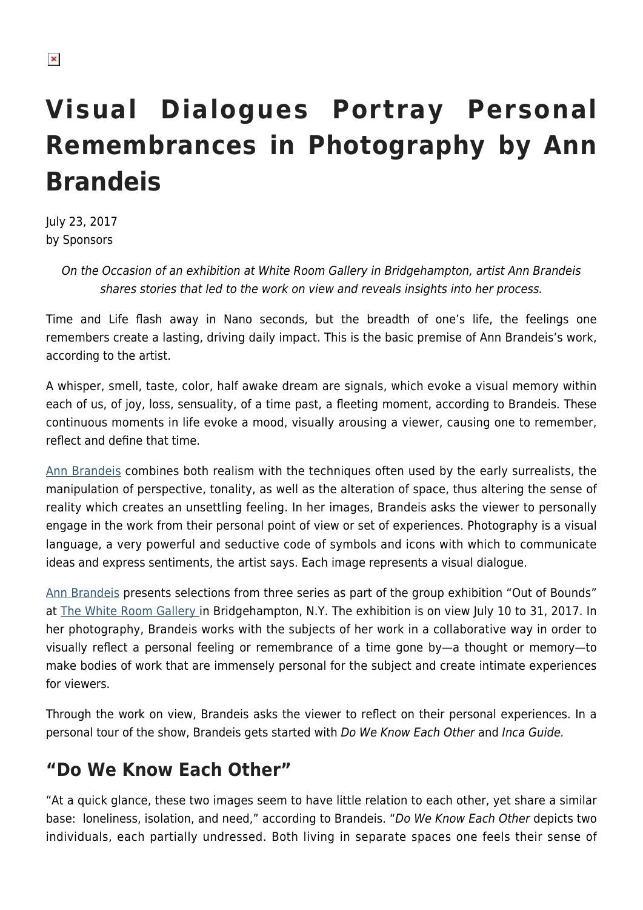# Visual Dialogues Portray Personal Remembrances in Photography by Ann Brandeis

July 23, 2017
by Sponsors

*On the Occasion of an exhibition at White Room Gallery in Bridgehampton, artist Ann Brandeis shares stories that led to the work on view and reveals insights into her process.*

Time and Life flash away in Nano seconds, but the breadth of one's life, the feelings one remembers create a lasting, driving daily impact. This is the basic premise of Ann Brandeis's work, according to the artist.

A whisper, smell, taste, color, half awake dream are signals, which evoke a visual memory within each of us, of joy, loss, sensuality, of a time past, a fleeting moment, according to Brandeis. These continuous moments in life evoke a mood, visually arousing a viewer, causing one to remember, reflect and define that time.

Ann Brandeis combines both realism with the techniques often used by the early surrealists, the manipulation of perspective, tonality, as well as the alteration of space, thus altering the sense of reality which creates an unsettling feeling. In her images, Brandeis asks the viewer to personally engage in the work from their personal point of view or set of experiences. Photography is a visual language, a very powerful and seductive code of symbols and icons with which to communicate ideas and express sentiments, the artist says. Each image represents a visual dialogue.

Ann Brandeis presents selections from three series as part of the group exhibition "Out of Bounds" at The White Room Gallery in Bridgehampton, N.Y. The exhibition is on view July 10 to 31, 2017. In her photography, Brandeis works with the subjects of her work in a collaborative way in order to visually reflect a personal feeling or remembrance of a time gone by—a thought or memory—to make bodies of work that are immensely personal for the subject and create intimate experiences for viewers.

Through the work on view, Brandeis asks the viewer to reflect on their personal experiences. In a personal tour of the show, Brandeis gets started with *Do We Know Each Other* and *Inca Guide.*

## "Do We Know Each Other"

"At a quick glance, these two images seem to have little relation to each other, yet share a similar base: loneliness, isolation, and need," according to Brandeis. "*Do We Know Each Other* depicts two individuals, each partially undressed. Both living in separate spaces one feels their sense of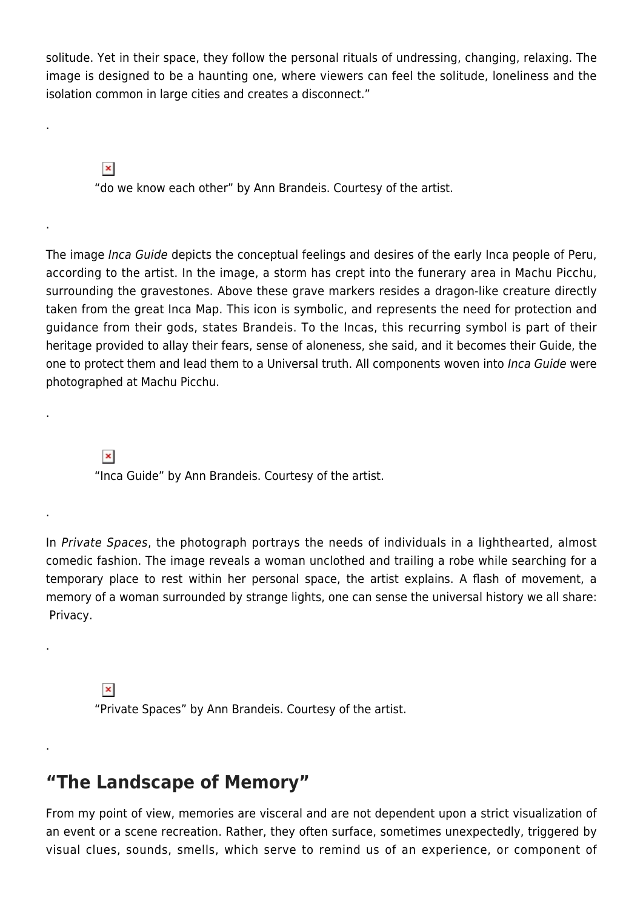solitude. Yet in their space, they follow the personal rituals of undressing, changing, relaxing. The image is designed to be a haunting one, where viewers can feel the solitude, loneliness and the isolation common in large cities and creates a disconnect."

.

"do we know each other" by Ann Brandeis. Courtesy of the artist.

.

The image *Inca Guide* depicts the conceptual feelings and desires of the early Inca people of Peru, according to the artist. In the image, a storm has crept into the funerary area in Machu Picchu, surrounding the gravestones. Above these grave markers resides a dragon-like creature directly taken from the great Inca Map. This icon is symbolic, and represents the need for protection and guidance from their gods, states Brandeis. To the Incas, this recurring symbol is part of their heritage provided to allay their fears, sense of aloneness, she said, and it becomes their Guide, the one to protect them and lead them to a Universal truth. All components woven into *Inca Guide* were photographed at Machu Picchu.

.

"Inca Guide" by Ann Brandeis. Courtesy of the artist.

.

In *Private Spaces*, the photograph portrays the needs of individuals in a lighthearted, almost comedic fashion. The image reveals a woman unclothed and trailing a robe while searching for a temporary place to rest within her personal space, the artist explains. A flash of movement, a memory of a woman surrounded by strange lights, one can sense the universal history we all share: Privacy.

.

"Private Spaces" by Ann Brandeis. Courtesy of the artist.

.

## "The Landscape of Memory"

From my point of view, memories are visceral and are not dependent upon a strict visualization of an event or a scene recreation. Rather, they often surface, sometimes unexpectedly, triggered by visual clues, sounds, smells, which serve to remind us of an experience, or component of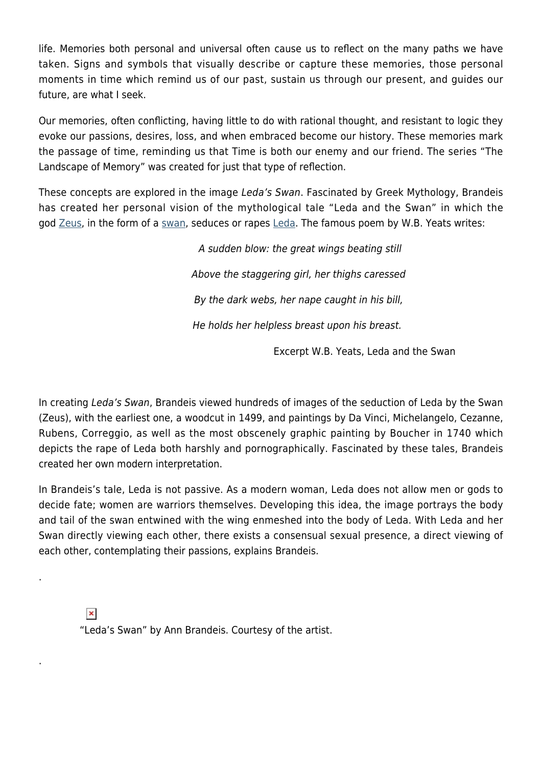life. Memories both personal and universal often cause us to reflect on the many paths we have taken. Signs and symbols that visually describe or capture these memories, those personal moments in time which remind us of our past, sustain us through our present, and guides our future, are what I seek.

Our memories, often conflicting, having little to do with rational thought, and resistant to logic they evoke our passions, desires, loss, and when embraced become our history. These memories mark the passage of time, reminding us that Time is both our enemy and our friend. The series "The Landscape of Memory" was created for just that type of reflection.

These concepts are explored in the image *Leda's Swan*. Fascinated by Greek Mythology, Brandeis has created her personal vision of the mythological tale "Leda and the Swan" in which the god Zeus, in the form of a swan, seduces or rapes Leda. The famous poem by W.B. Yeats writes:

> *A sudden blow: the great wings beating still*
>
> *Above the staggering girl, her thighs caressed*
>
> *By the dark webs, her nape caught in his bill,*
>
> *He holds her helpless breast upon his breast.*
>
> Excerpt W.B. Yeats, Leda and the Swan

In creating *Leda's Swan*, Brandeis viewed hundreds of images of the seduction of Leda by the Swan (Zeus), with the earliest one, a woodcut in 1499, and paintings by Da Vinci, Michelangelo, Cezanne, Rubens, Correggio, as well as the most obscenely graphic painting by Boucher in 1740 which depicts the rape of Leda both harshly and pornographically. Fascinated by these tales, Brandeis created her own modern interpretation.

In Brandeis's tale, Leda is not passive. As a modern woman, Leda does not allow men or gods to decide fate; women are warriors themselves. Developing this idea, the image portrays the body and tail of the swan entwined with the wing enmeshed into the body of Leda. With Leda and her Swan directly viewing each other, there exists a consensual sexual presence, a direct viewing of each other, contemplating their passions, explains Brandeis.

.

"Leda's Swan" by Ann Brandeis. Courtesy of the artist.

.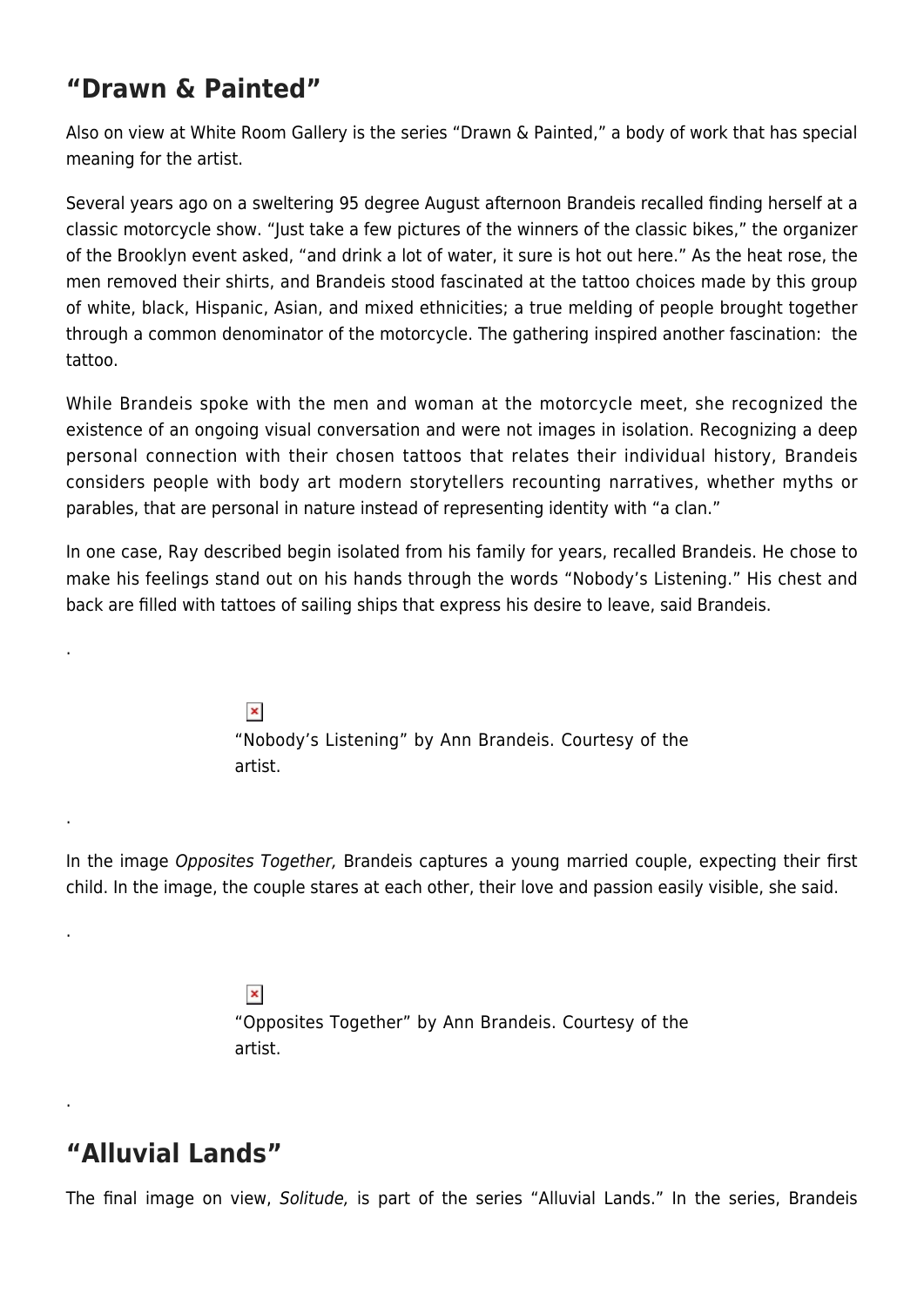## “Drawn & Painted”

Also on view at White Room Gallery is the series “Drawn & Painted,” a body of work that has special meaning for the artist.

Several years ago on a sweltering 95 degree August afternoon Brandeis recalled finding herself at a classic motorcycle show. “Just take a few pictures of the winners of the classic bikes,” the organizer of the Brooklyn event asked, “and drink a lot of water, it sure is hot out here.” As the heat rose, the men removed their shirts, and Brandeis stood fascinated at the tattoo choices made by this group of white, black, Hispanic, Asian, and mixed ethnicities; a true melding of people brought together through a common denominator of the motorcycle. The gathering inspired another fascination: the tattoo.

While Brandeis spoke with the men and woman at the motorcycle meet, she recognized the existence of an ongoing visual conversation and were not images in isolation. Recognizing a deep personal connection with their chosen tattoos that relates their individual history, Brandeis considers people with body art modern storytellers recounting narratives, whether myths or parables, that are personal in nature instead of representing identity with “a clan.”

In one case, Ray described begin isolated from his family for years, recalled Brandeis. He chose to make his feelings stand out on his hands through the words “Nobody’s Listening.” His chest and back are filled with tattoos of sailing ships that express his desire to leave, said Brandeis.

.

“Nobody’s Listening” by Ann Brandeis. Courtesy of the artist.

.

In the image *Opposites Together,* Brandeis captures a young married couple, expecting their first child. In the image, the couple stares at each other, their love and passion easily visible, she said.

.

“Opposites Together” by Ann Brandeis. Courtesy of the artist.

.

## “Alluvial Lands”

The final image on view, *Solitude,* is part of the series “Alluvial Lands.” In the series, Brandeis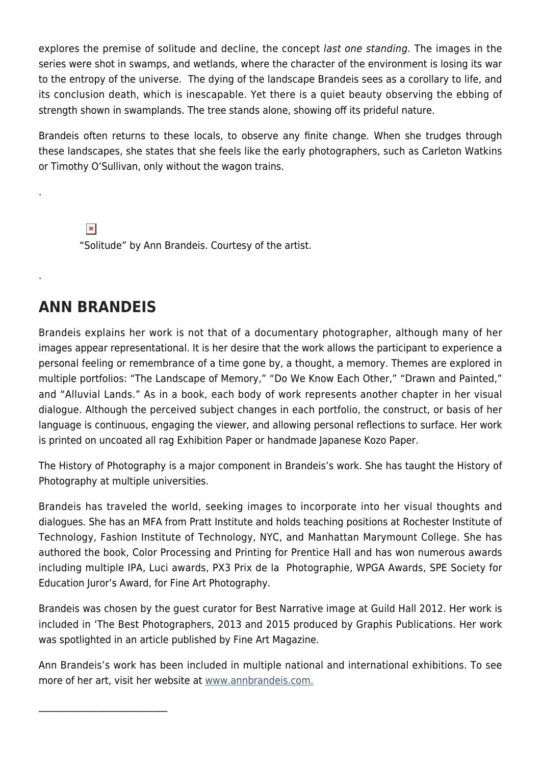explores the premise of solitude and decline, the concept *last one standing.* The images in the series were shot in swamps, and wetlands, where the character of the environment is losing its war to the entropy of the universe. The dying of the landscape Brandeis sees as a corollary to life, and its conclusion death, which is inescapable. Yet there is a quiet beauty observing the ebbing of strength shown in swamplands. The tree stands alone, showing off its prideful nature.

Brandeis often returns to these locals, to observe any finite change. When she trudges through these landscapes, she states that she feels like the early photographers, such as Carleton Watkins or Timothy O'Sullivan, only without the wagon trains.

.

"Solitude" by Ann Brandeis. Courtesy of the artist.

.

## ANN BRANDEIS

Brandeis explains her work is not that of a documentary photographer, although many of her images appear representational. It is her desire that the work allows the participant to experience a personal feeling or remembrance of a time gone by, a thought, a memory. Themes are explored in multiple portfolios: "The Landscape of Memory," "Do We Know Each Other," "Drawn and Painted," and "Alluvial Lands." As in a book, each body of work represents another chapter in her visual dialogue. Although the perceived subject changes in each portfolio, the construct, or basis of her language is continuous, engaging the viewer, and allowing personal reflections to surface. Her work is printed on uncoated all rag Exhibition Paper or handmade Japanese Kozo Paper.

The History of Photography is a major component in Brandeis's work. She has taught the History of Photography at multiple universities.

Brandeis has traveled the world, seeking images to incorporate into her visual thoughts and dialogues. She has an MFA from Pratt Institute and holds teaching positions at Rochester Institute of Technology, Fashion Institute of Technology, NYC, and Manhattan Marymount College. She has authored the book, Color Processing and Printing for Prentice Hall and has won numerous awards including multiple IPA, Luci awards, PX3 Prix de la Photographie, WPGA Awards, SPE Society for Education Juror's Award, for Fine Art Photography.

Brandeis was chosen by the guest curator for Best Narrative image at Guild Hall 2012. Her work is included in 'The Best Photographers, 2013 and 2015 produced by Graphis Publications. Her work was spotlighted in an article published by Fine Art Magazine.

Ann Brandeis's work has been included in multiple national and international exhibitions. To see more of her art, visit her website at [www.annbrandeis.com.](http://www.annbrandeis.com)

---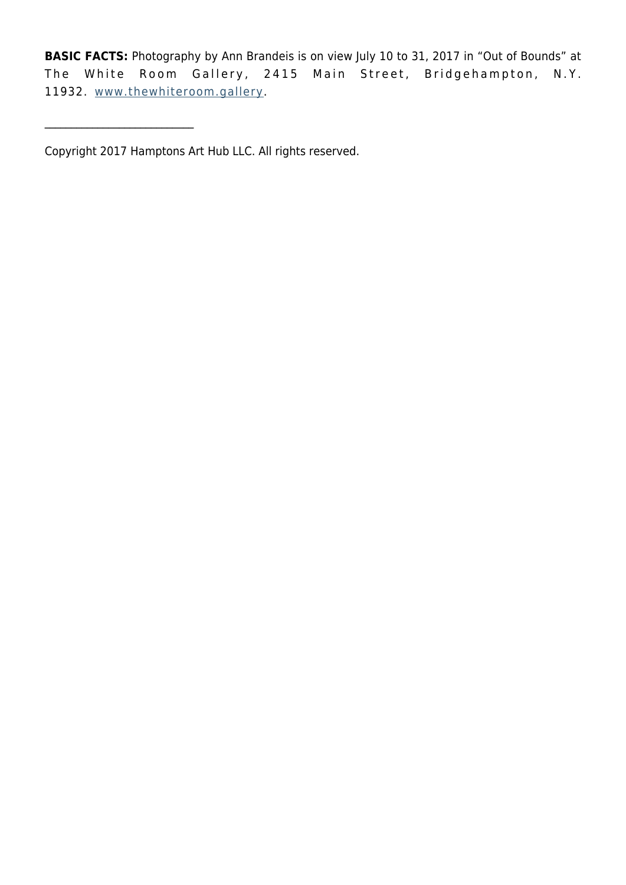**BASIC FACTS:** Photography by Ann Brandeis is on view July 10 to 31, 2017 in "Out of Bounds" at The White Room Gallery, 2415 Main Street, Bridgehampton, N.Y. 11932. www.thewhiteroom.gallery.

\_\_\_\_\_\_\_\_\_\_\_\_\_\_\_\_\_\_\_\_\_\_\_\_\_\_\_\_\_

Copyright 2017 Hamptons Art Hub LLC. All rights reserved.